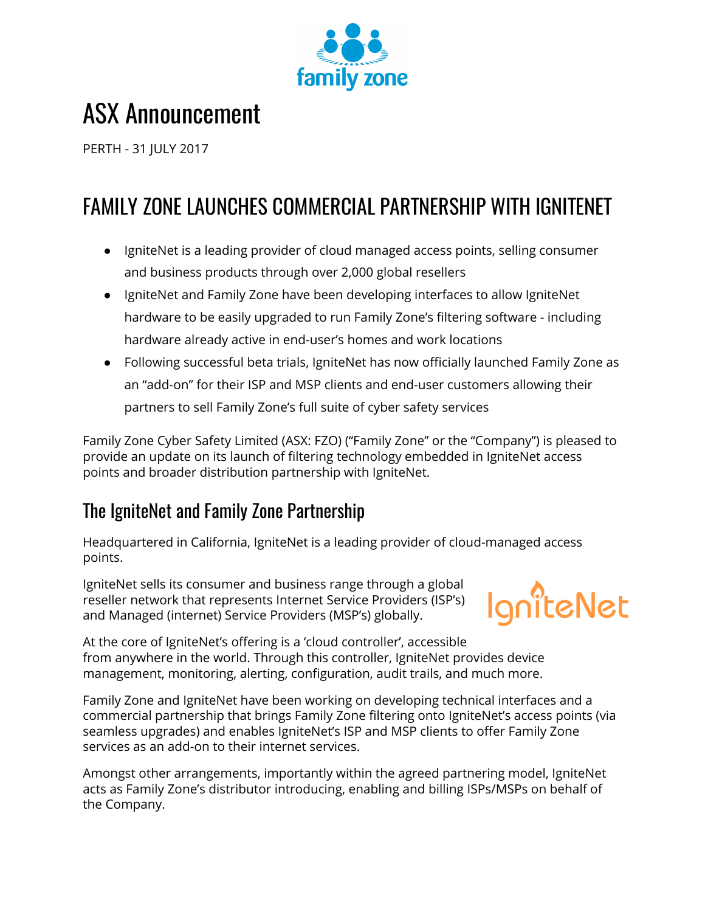# ASX Announcement

PERTH - 31 JULY 2017

## FAMILY ZONE LAUNCHES COMMERCIAL PARTNERSHIP WITH IGNITENET

- IgniteNet is a leading provider of cloud managed access points, selling consumer and business products through over 2,000 global resellers
- IgniteNet and Family Zone have been developing interfaces to allow IgniteNet hardware to be easily upgraded to run Family Zone's filtering software - including hardware already active in end-user's homes and work locations
- Following successful beta trials, IgniteNet has now officially launched Family Zone as an "add-on" for their ISP and MSP clients and end-user customers allowing their partners to sell Family Zone's full suite of cyber safety services

Family Zone Cyber Safety Limited (ASX: FZO) ("Family Zone" or the "Company") is pleased to provide an update on its launch of filtering technology embedded in IgniteNet access points and broader distribution partnership with IgniteNet.

## The IgniteNet and Family Zone Partnership

Headquartered in California, IgniteNet is a leading provider of cloud-managed access points.

IgniteNet sells its consumer and business range through a global reseller network that represents Internet Service Providers (ISP's) and Managed (internet) Service Providers (MSP's) globally.

At the core of IgniteNet's offering is a 'cloud controller', accessible from anywhere in the world. Through this controller, IgniteNet provides device management, monitoring, alerting, configuration, audit trails, and much more.

Family Zone and IgniteNet have been working on developing technical interfaces and a commercial partnership that brings Family Zone filtering onto IgniteNet's access points (via seamless upgrades) and enables IgniteNet's ISP and MSP clients to offer Family Zone services as an add-on to their internet services.

Amongst other arrangements, importantly within the agreed partnering model, IgniteNet acts as Family Zone's distributor introducing, enabling and billing ISPs/MSPs on behalf of the Company.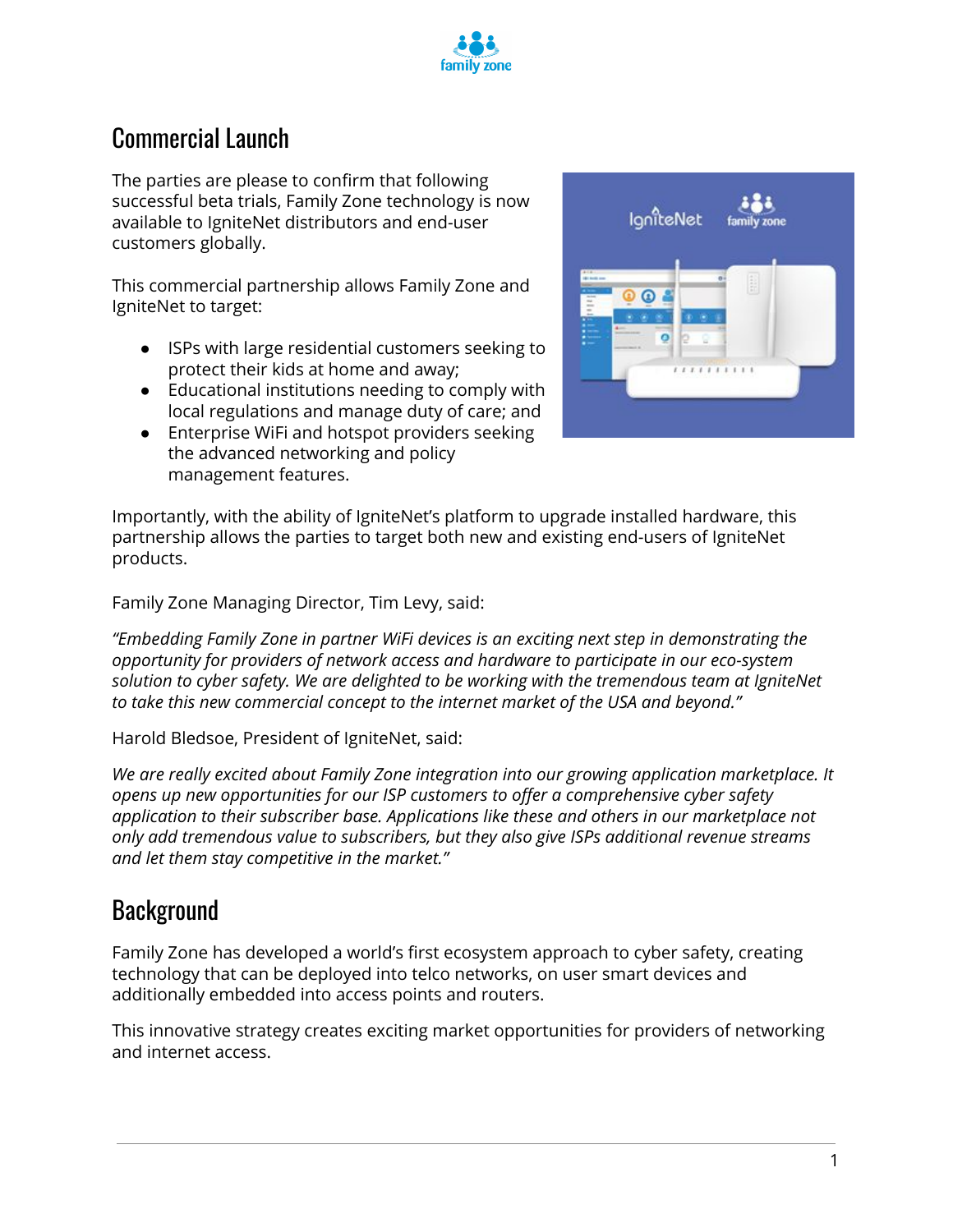## Commercial Launch

The parties are please to confirm that following successful beta trials, Family Zone technology is now available to IgniteNet distributors and end-user customers globally.

This commercial partnership allows Family Zone and IgniteNet to target:

- ISPs with large residential customers seeking to protect their kids at home and away;
- Educational institutions needing to comply with local regulations and manage duty of care; and
- Enterprise WiFi and hotspot providers seeking the advanced networking and policy management features.

Importantly, with the ability of IgniteNet's platform to upgrade installed hardware, this partnership allows the parties to target both new and existing end-users of IgniteNet products.

Family Zone Managing Director, Tim Levy, said:

*"Embedding Family Zone in partner WiFi devices is an exciting next step in demonstrating the opportunity for providers of network access and hardware to participate in our eco-system solution to cyber safety. We are delighted to be working with the tremendous team at IgniteNet to take this new commercial concept to the internet market of the USA and beyond."*

Harold Bledsoe, President of IgniteNet, said:

*We are really excited about Family Zone integration into our growing application marketplace. It opens up new opportunities for our ISP customers to offer a comprehensive cyber safety application to their subscriber base. Applications like these and others in our marketplace not only add tremendous value to subscribers, but they also give ISPs additional revenue streams and let them stay competitive in the market."*

## Background

Family Zone has developed a world's first ecosystem approach to cyber safety, creating technology that can be deployed into telco networks, on user smart devices and additionally embedded into access points and routers.

This innovative strategy creates exciting market opportunities for providers of networking and internet access.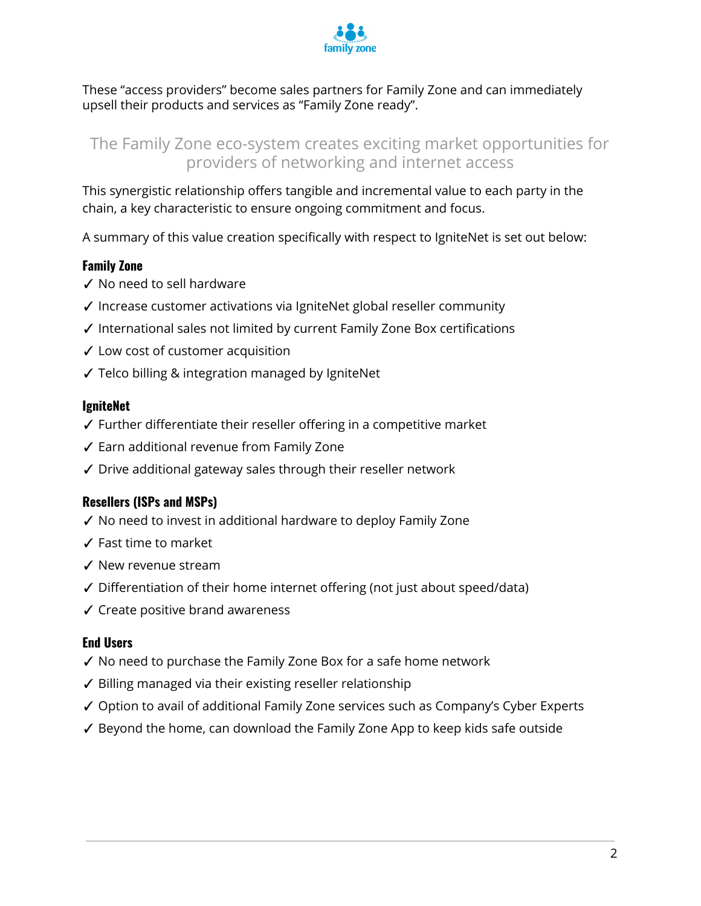These “access providers” become sales partners for Family Zone and can immediately upsell their products and services as “Family Zone ready”.

## The Family Zone eco-system creates exciting market opportunities for providers of networking and internet access

This synergistic relationship offers tangible and incremental value to each party in the chain, a key characteristic to ensure ongoing commitment and focus.

A summary of this value creation specifically with respect to IgniteNet is set out below:

### Family Zone

✓ No need to sell hardware

✓ Increase customer activations via IgniteNet global reseller community

✓ International sales not limited by current Family Zone Box certifications

✓ Low cost of customer acquisition

✓ Telco billing & integration managed by IgniteNet

### IgniteNet

✓ Further differentiate their reseller offering in a competitive market

✓ Earn additional revenue from Family Zone

✓ Drive additional gateway sales through their reseller network

### Resellers (ISPs and MSPs)

✓ No need to invest in additional hardware to deploy Family Zone

✓ Fast time to market

✓ New revenue stream

✓ Differentiation of their home internet offering (not just about speed/data)

✓ Create positive brand awareness

### End Users

✓ No need to purchase the Family Zone Box for a safe home network

✓ Billing managed via their existing reseller relationship

✓ Option to avail of additional Family Zone services such as Company’s Cyber Experts

✓ Beyond the home, can download the Family Zone App to keep kids safe outside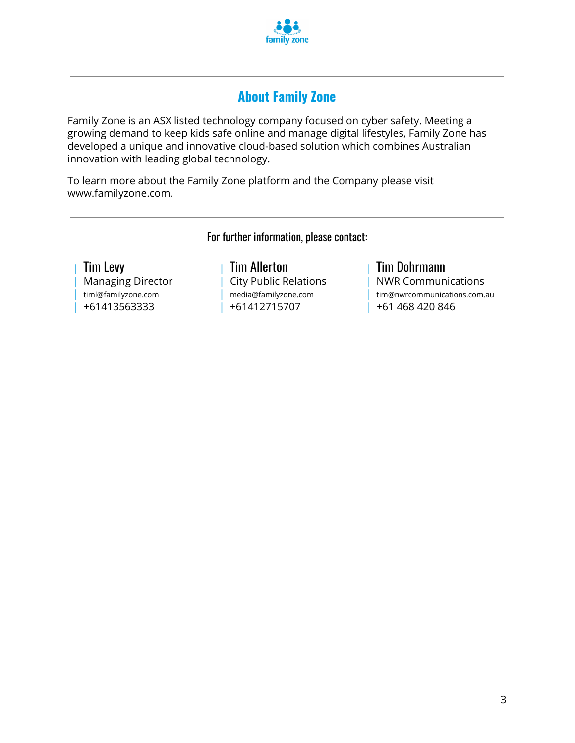family zone

## About Family Zone

Family Zone is an ASX listed technology company focused on cyber safety. Meeting a growing demand to keep kids safe online and manage digital lifestyles, Family Zone has developed a unique and innovative cloud-based solution which combines Australian innovation with leading global technology.

To learn more about the Family Zone platform and the Company please visit www.familyzone.com.

For further information, please contact:

**Tim Levy**
Managing Director
timl@familyzone.com
+61413563333

**Tim Allerton**
City Public Relations
media@familyzone.com
+61412715707

**Tim Dohrmann**
NWR Communications
tim@nwrcommunications.com.au
+61 468 420 846